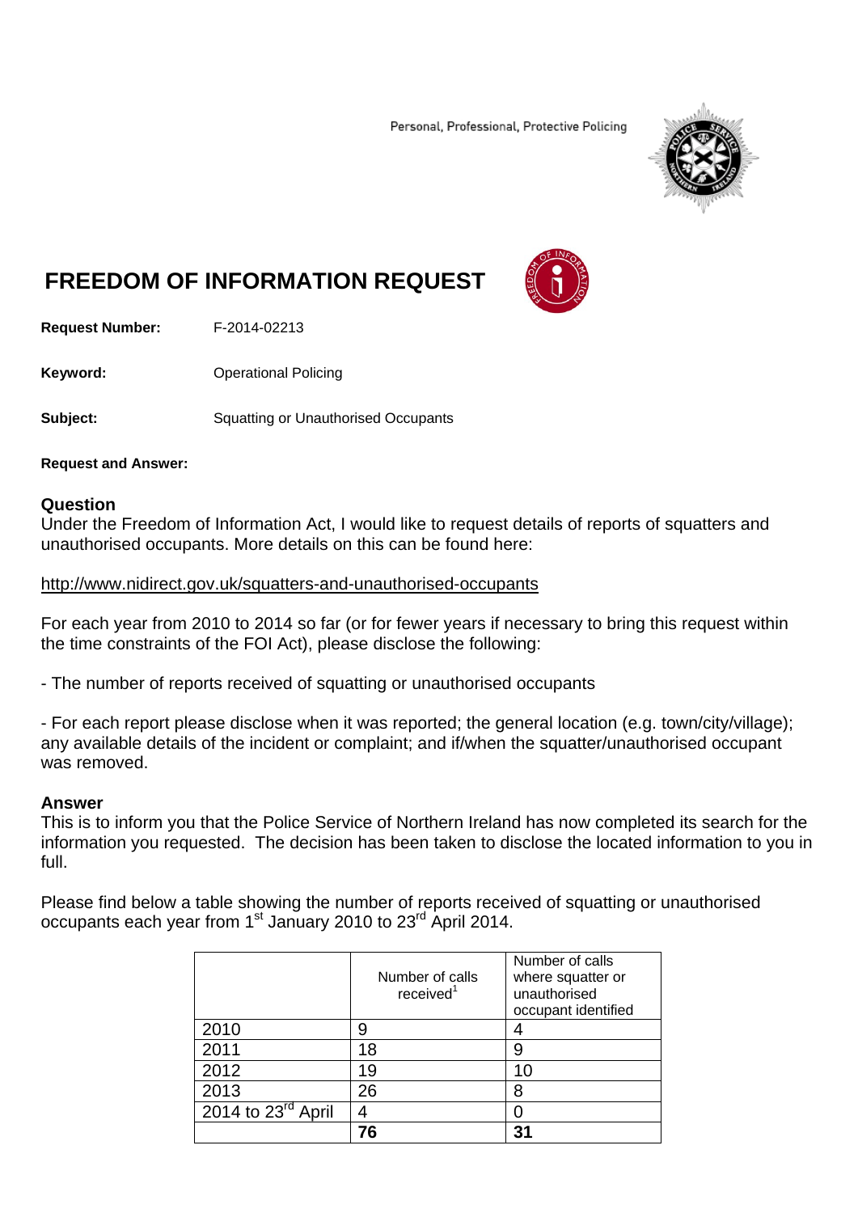Personal, Professional, Protective Policing

# FREEDOM OF INFORMATION REQUEST

**Request Number:** F-2014-02213

**Keyword:** Operational Policing

**Subject:** Squatting or Unauthorised Occupants

**Request and Answer:**

## Question

Under the Freedom of Information Act, I would like to request details of reports of squatters and unauthorised occupants. More details on this can be found here:

http://www.nidirect.gov.uk/squatters-and-unauthorised-occupants

For each year from 2010 to 2014 so far (or for fewer years if necessary to bring this request within the time constraints of the FOI Act), please disclose the following:

- The number of reports received of squatting or unauthorised occupants

- For each report please disclose when it was reported; the general location (e.g. town/city/village); any available details of the incident or complaint; and if/when the squatter/unauthorised occupant was removed.

## Answer

This is to inform you that the Police Service of Northern Ireland has now completed its search for the information you requested. The decision has been taken to disclose the located information to you in full.

Please find below a table showing the number of reports received of squatting or unauthorised occupants each year from 1st January 2010 to 23rd April 2014.

| | Number of calls received[1] | Number of calls where squatter or unauthorised occupant identified |
|---|---|---|
| 2010 | 9 | 4 |
| 2011 | 18 | 9 |
| 2012 | 19 | 10 |
| 2013 | 26 | 8 |
| 2014 to 23rd April | 4 | 0 |
| | **76** | **31** |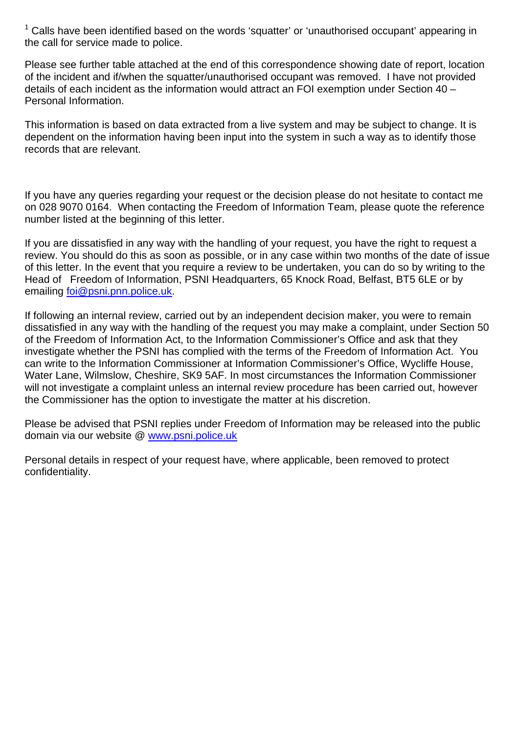[1] Calls have been identified based on the words 'squatter' or 'unauthorised occupant' appearing in the call for service made to police.

Please see further table attached at the end of this correspondence showing date of report, location of the incident and if/when the squatter/unauthorised occupant was removed. I have not provided details of each incident as the information would attract an FOI exemption under Section 40 – Personal Information.

This information is based on data extracted from a live system and may be subject to change. It is dependent on the information having been input into the system in such a way as to identify those records that are relevant.

If you have any queries regarding your request or the decision please do not hesitate to contact me on 028 9070 0164. When contacting the Freedom of Information Team, please quote the reference number listed at the beginning of this letter.

If you are dissatisfied in any way with the handling of your request, you have the right to request a review. You should do this as soon as possible, or in any case within two months of the date of issue of this letter. In the event that you require a review to be undertaken, you can do so by writing to the Head of Freedom of Information, PSNI Headquarters, 65 Knock Road, Belfast, BT5 6LE or by emailing [foi@psni.pnn.police.uk](mailto:foi@psni.pnn.police.uk).

If following an internal review, carried out by an independent decision maker, you were to remain dissatisfied in any way with the handling of the request you may make a complaint, under Section 50 of the Freedom of Information Act, to the Information Commissioner's Office and ask that they investigate whether the PSNI has complied with the terms of the Freedom of Information Act. You can write to the Information Commissioner at Information Commissioner's Office, Wycliffe House, Water Lane, Wilmslow, Cheshire, SK9 5AF. In most circumstances the Information Commissioner will not investigate a complaint unless an internal review procedure has been carried out, however the Commissioner has the option to investigate the matter at his discretion.

Please be advised that PSNI replies under Freedom of Information may be released into the public domain via our website @ [www.psni.police.uk](http://www.psni.police.uk)

Personal details in respect of your request have, where applicable, been removed to protect confidentiality.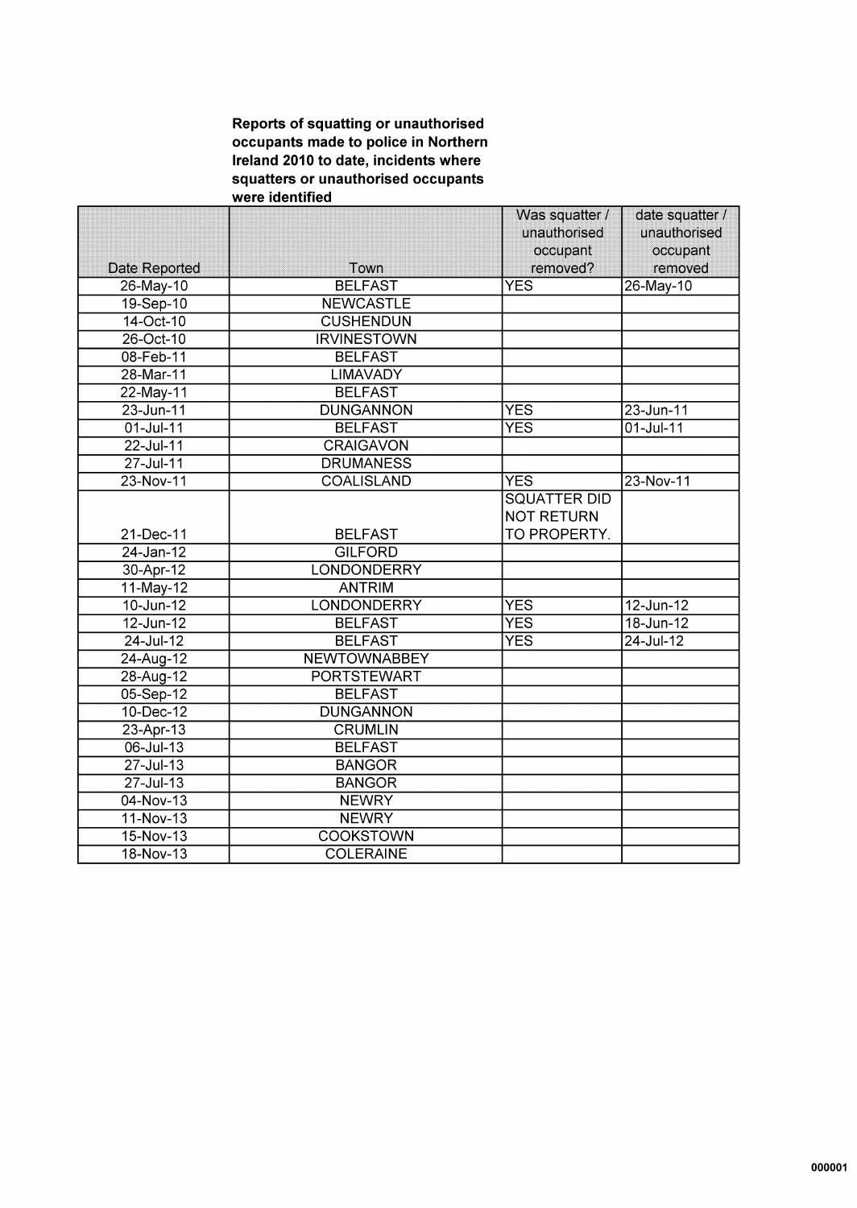**Reports of squatting or unauthorised occupants made to police in Northern Ireland 2010 to date, incidents where squatters or unauthorised occupants were identified**

| Date Reported | Town | Was squatter / unauthorised occupant removed? | date squatter / unauthorised occupant removed |
|---|---|---|---|
| 26-May-10 | BELFAST | YES | 26-May-10 |
| 19-Sep-10 | NEWCASTLE | | |
| 14-Oct-10 | CUSHENDUN | | |
| 26-Oct-10 | IRVINESTOWN | | |
| 08-Feb-11 | BELFAST | | |
| 28-Mar-11 | LIMAVADY | | |
| 22-May-11 | BELFAST | | |
| 23-Jun-11 | DUNGANNON | YES | 23-Jun-11 |
| 01-Jul-11 | BELFAST | YES | 01-Jul-11 |
| 22-Jul-11 | CRAIGAVON | | |
| 27-Jul-11 | DRUMANESS | | |
| 23-Nov-11 | COALISLAND | YES | 23-Nov-11 |
| 21-Dec-11 | BELFAST | SQUATTER DID NOT RETURN TO PROPERTY. | |
| 24-Jan-12 | GILFORD | | |
| 30-Apr-12 | LONDONDERRY | | |
| 11-May-12 | ANTRIM | | |
| 10-Jun-12 | LONDONDERRY | YES | 12-Jun-12 |
| 12-Jun-12 | BELFAST | YES | 18-Jun-12 |
| 24-Jul-12 | BELFAST | YES | 24-Jul-12 |
| 24-Aug-12 | NEWTOWNABBEY | | |
| 28-Aug-12 | PORTSTEWART | | |
| 05-Sep-12 | BELFAST | | |
| 10-Dec-12 | DUNGANNON | | |
| 23-Apr-13 | CRUMLIN | | |
| 06-Jul-13 | BELFAST | | |
| 27-Jul-13 | BANGOR | | |
| 27-Jul-13 | BANGOR | | |
| 04-Nov-13 | NEWRY | | |
| 11-Nov-13 | NEWRY | | |
| 15-Nov-13 | COOKSTOWN | | |
| 18-Nov-13 | COLERAINE | | |